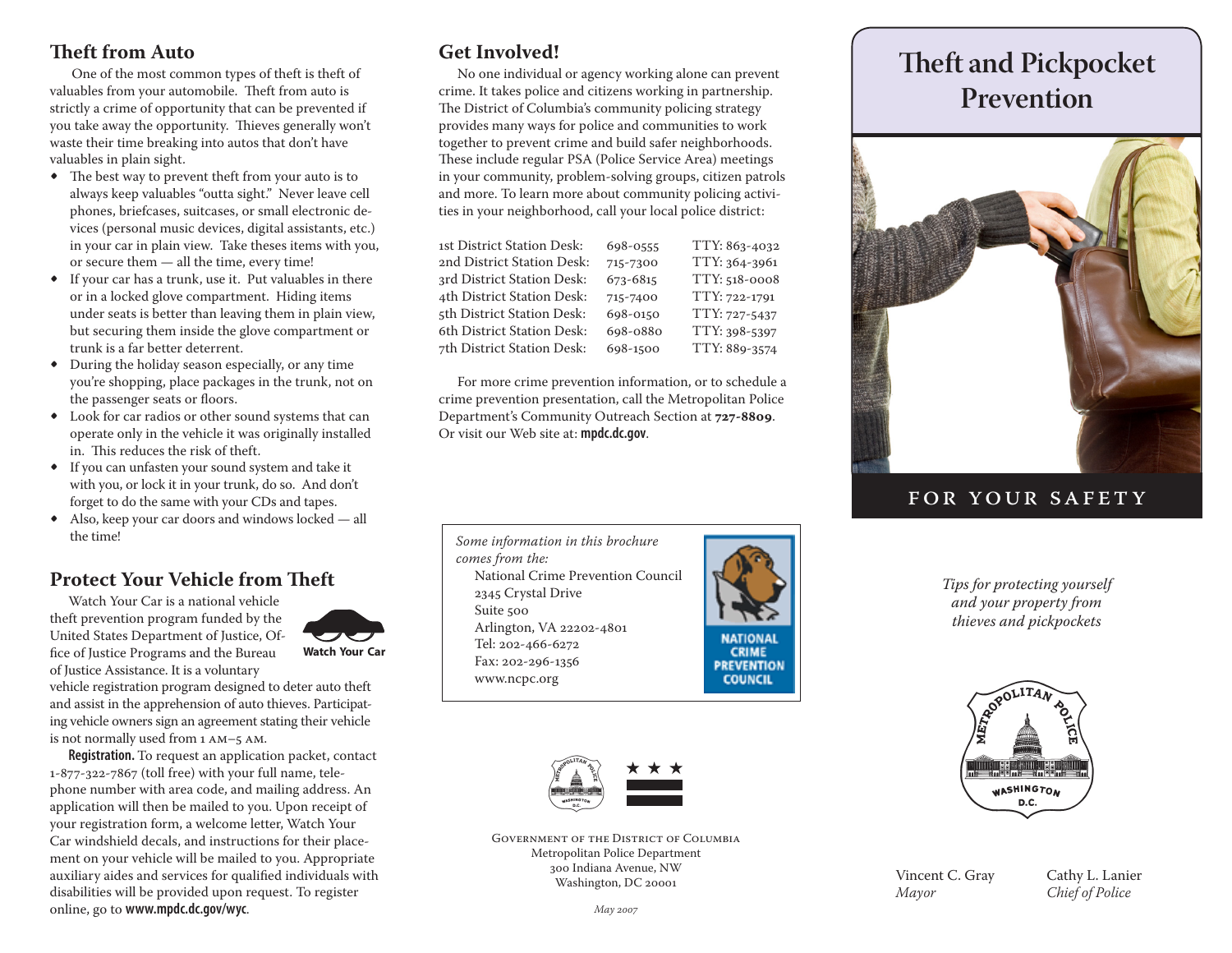## Theft from Auto

One of the most common types of theft is theft of valuables from your automobile. Theft from auto is strictly a crime of opportunity that can be prevented if you take away the opportunity. Thieves generally won't waste their time breaking into autos that don't have valuables in plain sight.

- The best way to prevent theft from your auto is to always keep valuables "outta sight." Never leave cell phones, briefcases, suitcases, or small electronic devices (personal music devices, digital assistants, etc.) in your car in plain view. Take theses items with you, or secure them — all the time, every time!
- If your car has a trunk, use it. Put valuables in there or in a locked glove compartment. Hiding items under seats is better than leaving them in plain view, but securing them inside the glove compartment or trunk is a far better deterrent.
- During the holiday season especially, or any time you're shopping, place packages in the trunk, not on the passenger seats or floors.
- Look for car radios or other sound systems that can operate only in the vehicle it was originally installed in. This reduces the risk of theft.
- If you can unfasten your sound system and take it with you, or lock it in your trunk, do so. And don't forget to do the same with your CDs and tapes.
- Also, keep your car doors and windows locked — all the time!

## Protect Your Vehicle from Theft

Watch Your Car is a national vehicle theft prevention program funded by the United States Department of Justice, Office of Justice Programs and the Bureau of Justice Assistance. It is a voluntary vehicle registration program designed to deter auto theft and assist in the apprehension of auto thieves. Participating vehicle owners sign an agreement stating their vehicle is not normally used from 1 AM–5 AM.

Watch Your Car

**Registration.** To request an application packet, contact 1-877-322-7867 (toll free) with your full name, telephone number with area code, and mailing address. An application will then be mailed to you. Upon receipt of your registration form, a welcome letter, Watch Your Car windshield decals, and instructions for their placement on your vehicle will be mailed to you. Appropriate auxiliary aides and services for qualified individuals with disabilities will be provided upon request. To register online, go to **www.mpdc.dc.gov/wyc**.

## Get Involved!

No one individual or agency working alone can prevent crime. It takes police and citizens working in partnership. The District of Columbia's community policing strategy provides many ways for police and communities to work together to prevent crime and build safer neighborhoods. These include regular PSA (Police Service Area) meetings in your community, problem-solving groups, citizen patrols and more. To learn more about community policing activities in your neighborhood, call your local police district:

| | | |
|---|---|---|
| 1st District Station Desk: | 698-0555 | TTY: 863-4032 |
| 2nd District Station Desk: | 715-7300 | TTY: 364-3961 |
| 3rd District Station Desk: | 673-6815 | TTY: 518-0008 |
| 4th District Station Desk: | 715-7400 | TTY: 722-1791 |
| 5th District Station Desk: | 698-0150 | TTY: 727-5437 |
| 6th District Station Desk: | 698-0880 | TTY: 398-5397 |
| 7th District Station Desk: | 698-1500 | TTY: 889-3574 |

For more crime prevention information, or to schedule a crime prevention presentation, call the Metropolitan Police Department's Community Outreach Section at **727-8809**. Or visit our Web site at: **mpdc.dc.gov**.

*Some information in this brochure comes from the:*
National Crime Prevention Council
2345 Crystal Drive
Suite 500
Arlington, VA 22202-4801
Tel: 202-466-6272
Fax: 202-296-1356
www.ncpc.org

NATIONAL CRIME PREVENTION COUNCIL

Government of the District of Columbia
Metropolitan Police Department
300 Indiana Avenue, NW
Washington, DC 20001

*May 2007*

# Theft and Pickpocket Prevention

FOR YOUR SAFETY

*Tips for protecting yourself and your property from thieves and pickpockets*

Vincent C. Gray
*Mayor*

Cathy L. Lanier
*Chief of Police*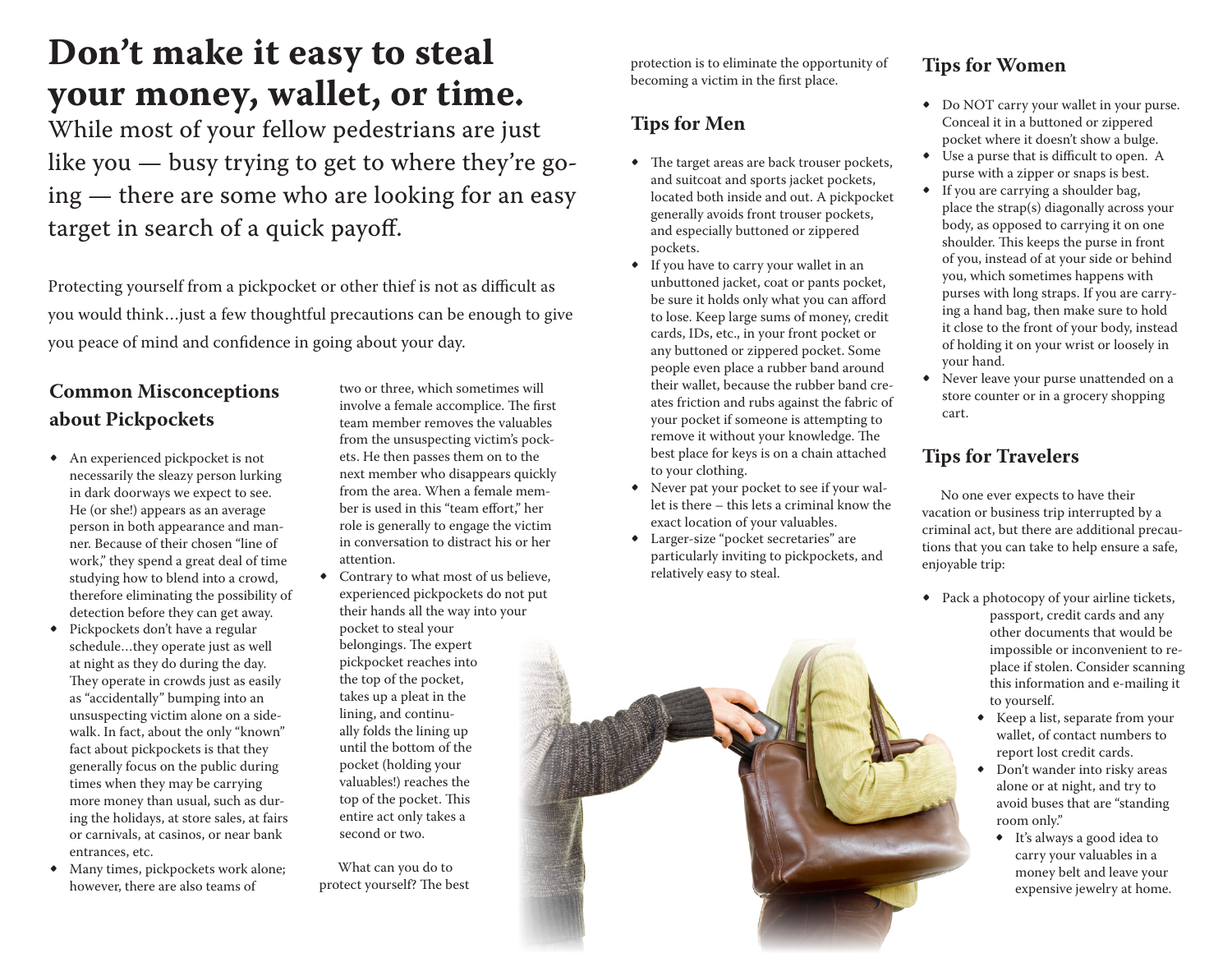# Don't make it easy to steal your money, wallet, or time.

While most of your fellow pedestrians are just like you — busy trying to get to where they're going — there are some who are looking for an easy target in search of a quick payoff.

Protecting yourself from a pickpocket or other thief is not as difficult as you would think…just a few thoughtful precautions can be enough to give you peace of mind and confidence in going about your day.

### Common Misconceptions about Pickpockets

- An experienced pickpocket is not necessarily the sleazy person lurking in dark doorways we expect to see. He (or she!) appears as an average person in both appearance and manner. Because of their chosen "line of work," they spend a great deal of time studying how to blend into a crowd, therefore eliminating the possibility of detection before they can get away.
- Pickpockets don't have a regular schedule…they operate just as well at night as they do during the day. They operate in crowds just as easily as "accidentally" bumping into an unsuspecting victim alone on a sidewalk. In fact, about the only "known" fact about pickpockets is that they generally focus on the public during times when they may be carrying more money than usual, such as during the holidays, at store sales, at fairs or carnivals, at casinos, or near bank entrances, etc.
- Many times, pickpockets work alone; however, there are also teams of two or three, which sometimes will involve a female accomplice. The first team member removes the valuables from the unsuspecting victim's pockets. He then passes them on to the next member who disappears quickly from the area. When a female member is used in this "team effort," her role is generally to engage the victim in conversation to distract his or her attention.
- Contrary to what most of us believe, experienced pickpockets do not put their hands all the way into your pocket to steal your belongings. The expert pickpocket reaches into the top of the pocket, takes up a pleat in the lining, and continually folds the lining up until the bottom of the pocket (holding your valuables!) reaches the top of the pocket. This entire act only takes a second or two.

What can you do to protect yourself? The best protection is to eliminate the opportunity of becoming a victim in the first place.

### Tips for Men

- The target areas are back trouser pockets, and suitcoat and sports jacket pockets, located both inside and out. A pickpocket generally avoids front trouser pockets, and especially buttoned or zippered pockets.
- If you have to carry your wallet in an unbuttoned jacket, coat or pants pocket, be sure it holds only what you can afford to lose. Keep large sums of money, credit cards, IDs, etc., in your front pocket or any buttoned or zippered pocket. Some people even place a rubber band around their wallet, because the rubber band creates friction and rubs against the fabric of your pocket if someone is attempting to remove it without your knowledge. The best place for keys is on a chain attached to your clothing.
- Never pat your pocket to see if your wallet is there – this lets a criminal know the exact location of your valuables.
- Larger-size "pocket secretaries" are particularly inviting to pickpockets, and relatively easy to steal.

### Tips for Women

- Do NOT carry your wallet in your purse. Conceal it in a buttoned or zippered pocket where it doesn't show a bulge.
- Use a purse that is difficult to open. A purse with a zipper or snaps is best.
- If you are carrying a shoulder bag, place the strap(s) diagonally across your body, as opposed to carrying it on one shoulder. This keeps the purse in front of you, instead of at your side or behind you, which sometimes happens with purses with long straps. If you are carrying a hand bag, then make sure to hold it close to the front of your body, instead of holding it on your wrist or loosely in your hand.
- Never leave your purse unattended on a store counter or in a grocery shopping cart.

### Tips for Travelers

No one ever expects to have their vacation or business trip interrupted by a criminal act, but there are additional precautions that you can take to help ensure a safe, enjoyable trip:

- Pack a photocopy of your airline tickets, passport, credit cards and any other documents that would be impossible or inconvenient to replace if stolen. Consider scanning this information and e-mailing it to yourself.
- Keep a list, separate from your wallet, of contact numbers to report lost credit cards.
- Don't wander into risky areas alone or at night, and try to avoid buses that are "standing room only."
- It's always a good idea to carry your valuables in a money belt and leave your expensive jewelry at home.